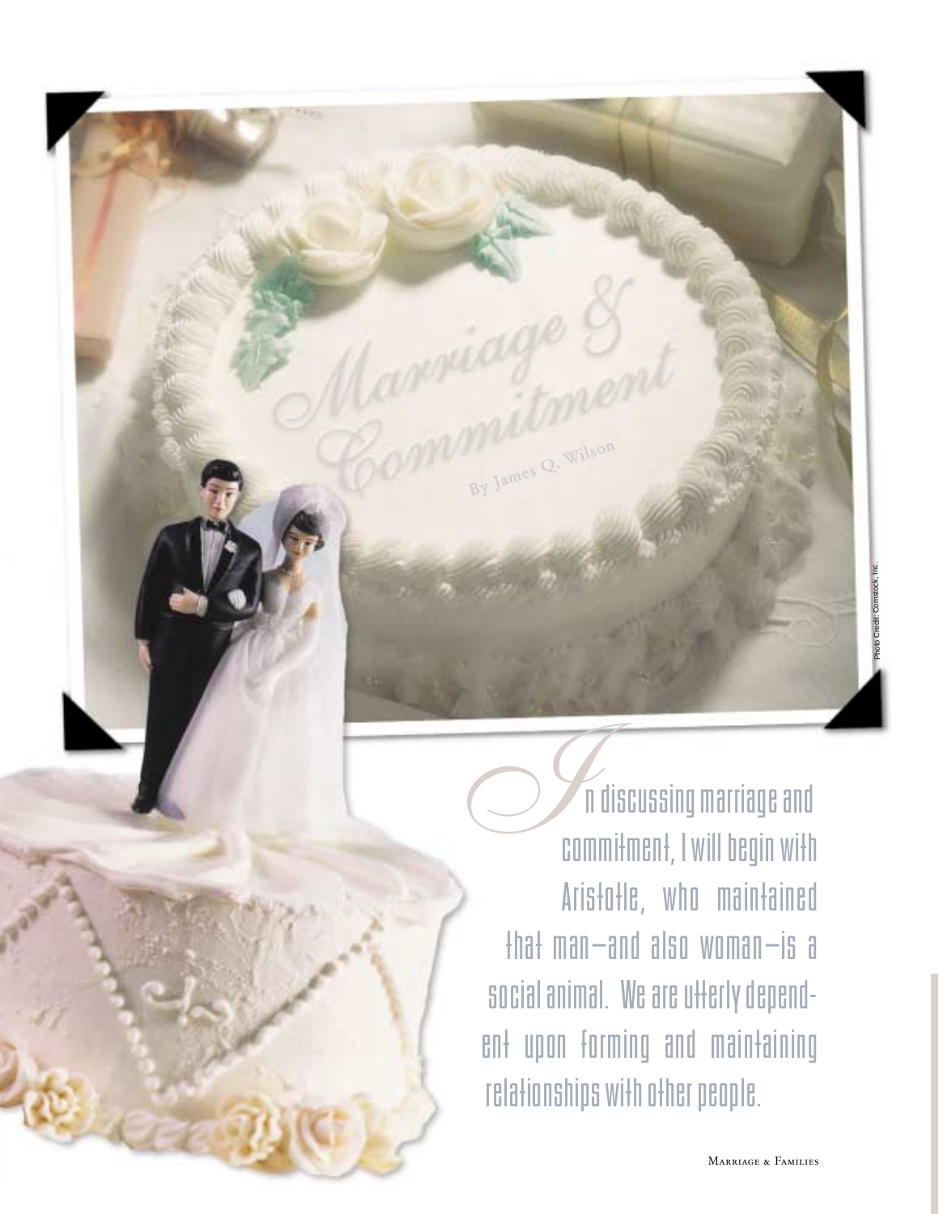# Marriage & Commitment

By James Q. Wilson

In discussing marriage and commitment, I will begin with Aristotle, who maintained that man—and also woman—is a social animal. We are utterly dependent upon forming and maintaining relationships with other people.

Photo Credit: Comstock, Inc.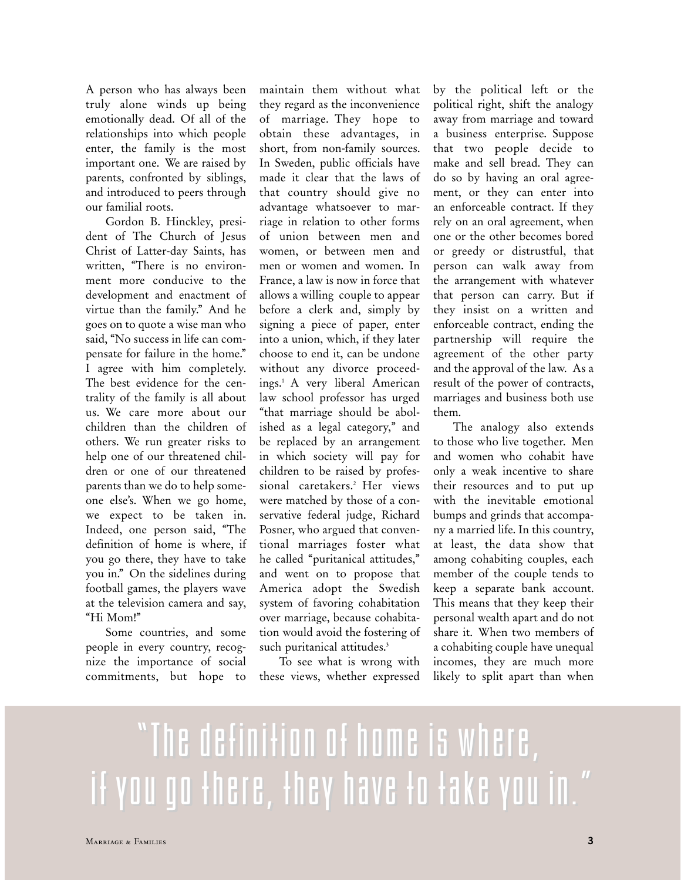A person who has always been truly alone winds up being emotionally dead. Of all of the relationships into which people enter, the family is the most important one. We are raised by parents, confronted by siblings, and introduced to peers through our familial roots.

Gordon B. Hinckley, president of The Church of Jesus Christ of Latter-day Saints, has written, "There is no environment more conducive to the development and enactment of virtue than the family." And he goes on to quote a wise man who said, "No success in life can compensate for failure in the home." I agree with him completely. The best evidence for the centrality of the family is all about us. We care more about our children than the children of others. We run greater risks to help one of our threatened children or one of our threatened parents than we do to help someone else's. When we go home, we expect to be taken in. Indeed, one person said, "The definition of home is where, if you go there, they have to take you in." On the sidelines during football games, the players wave at the television camera and say, "Hi Mom!"

Some countries, and some people in every country, recognize the importance of social commitments, but hope to maintain them without what they regard as the inconvenience of marriage. They hope to obtain these advantages, in short, from non-family sources. In Sweden, public officials have made it clear that the laws of that country should give no advantage whatsoever to marriage in relation to other forms of union between men and women, or between men and men or women and women. In France, a law is now in force that allows a willing couple to appear before a clerk and, simply by signing a piece of paper, enter into a union, which, if they later choose to end it, can be undone without any divorce proceedings.[1] A very liberal American law school professor has urged "that marriage should be abolished as a legal category," and be replaced by an arrangement in which society will pay for children to be raised by professional caretakers.[2] Her views were matched by those of a conservative federal judge, Richard Posner, who argued that conventional marriages foster what he called "puritanical attitudes," and went on to propose that America adopt the Swedish system of favoring cohabitation over marriage, because cohabitation would avoid the fostering of such puritanical attitudes.[3]

To see what is wrong with these views, whether expressed by the political left or the political right, shift the analogy away from marriage and toward a business enterprise. Suppose that two people decide to make and sell bread. They can do so by having an oral agreement, or they can enter into an enforceable contract. If they rely on an oral agreement, when one or the other becomes bored or greedy or distrustful, that person can walk away from the arrangement with whatever that person can carry. But if they insist on a written and enforceable contract, ending the partnership will require the agreement of the other party and the approval of the law. As a result of the power of contracts, marriages and business both use them.

The analogy also extends to those who live together. Men and women who cohabit have only a weak incentive to share their resources and to put up with the inevitable emotional bumps and grinds that accompany a married life. In this country, at least, the data show that among cohabiting couples, each member of the couple tends to keep a separate bank account. This means that they keep their personal wealth apart and do not share it. When two members of a cohabiting couple have unequal incomes, they are much more likely to split apart than when

> "The definition of home is where, if you go there, they have to take you in."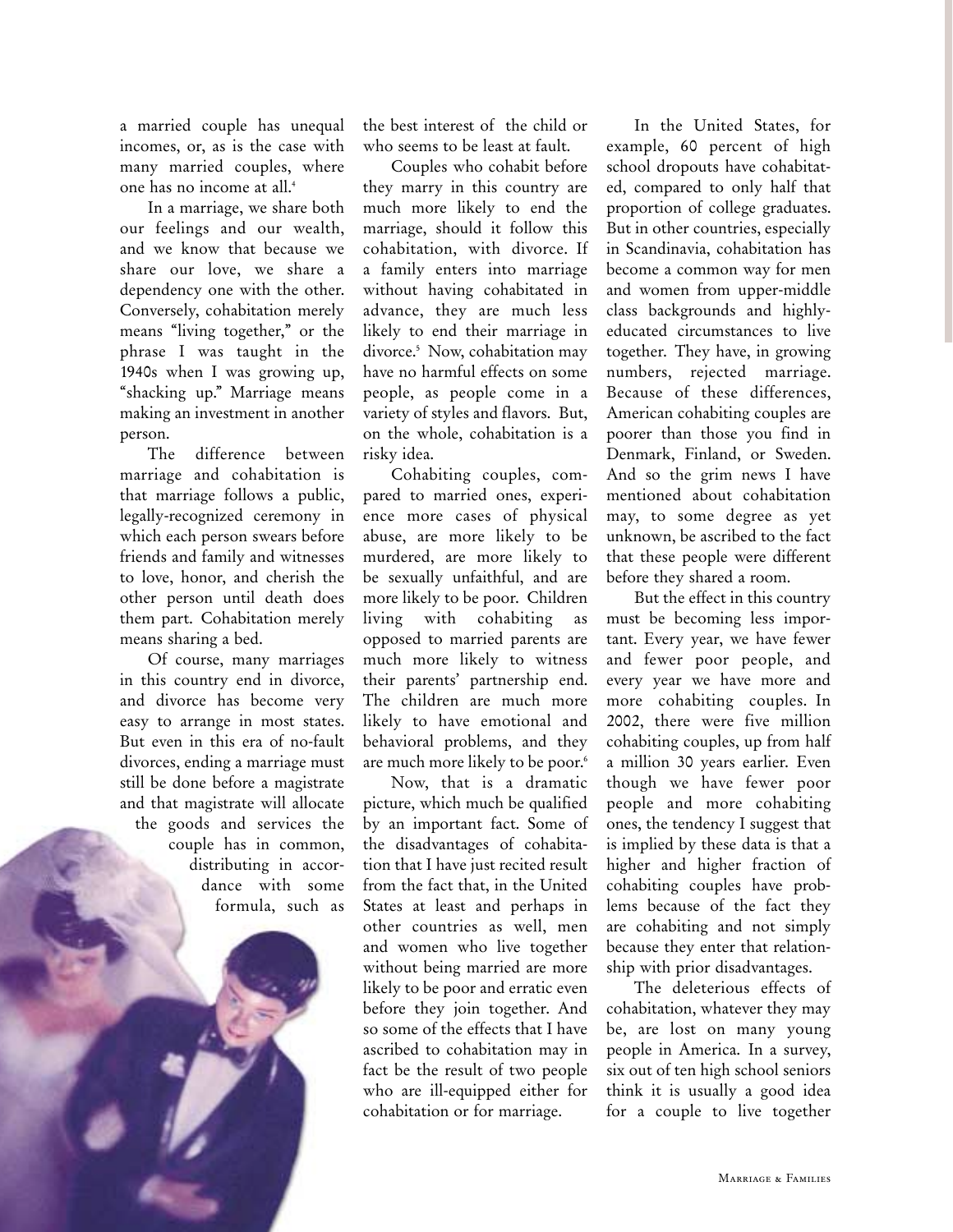a married couple has unequal incomes, or, as is the case with many married couples, where one has no income at all.[4]

In a marriage, we share both our feelings and our wealth, and we know that because we share our love, we share a dependency one with the other. Conversely, cohabitation merely means "living together," or the phrase I was taught in the 1940s when I was growing up, "shacking up." Marriage means making an investment in another person.

The difference between marriage and cohabitation is that marriage follows a public, legally-recognized ceremony in which each person swears before friends and family and witnesses to love, honor, and cherish the other person until death does them part. Cohabitation merely means sharing a bed.

Of course, many marriages in this country end in divorce, and divorce has become very easy to arrange in most states. But even in this era of no-fault divorces, ending a marriage must still be done before a magistrate and that magistrate will allocate the goods and services the couple has in common, distributing in accordance with some formula, such as the best interest of the child or who seems to be least at fault.

Couples who cohabit before they marry in this country are much more likely to end the marriage, should it follow this cohabitation, with divorce. If a family enters into marriage without having cohabitated in advance, they are much less likely to end their marriage in divorce.[5] Now, cohabitation may have no harmful effects on some people, as people come in a variety of styles and flavors. But, on the whole, cohabitation is a risky idea.

Cohabiting couples, compared to married ones, experience more cases of physical abuse, are more likely to be murdered, are more likely to be sexually unfaithful, and are more likely to be poor. Children living with cohabiting as opposed to married parents are much more likely to witness their parents' partnership end. The children are much more likely to have emotional and behavioral problems, and they are much more likely to be poor.[6]

Now, that is a dramatic picture, which much be qualified by an important fact. Some of the disadvantages of cohabitation that I have just recited result from the fact that, in the United States at least and perhaps in other countries as well, men and women who live together without being married are more likely to be poor and erratic even before they join together. And so some of the effects that I have ascribed to cohabitation may in fact be the result of two people who are ill-equipped either for cohabitation or for marriage.

In the United States, for example, 60 percent of high school dropouts have cohabitated, compared to only half that proportion of college graduates. But in other countries, especially in Scandinavia, cohabitation has become a common way for men and women from upper-middle class backgrounds and highly-educated circumstances to live together. They have, in growing numbers, rejected marriage. Because of these differences, American cohabiting couples are poorer than those you find in Denmark, Finland, or Sweden. And so the grim news I have mentioned about cohabitation may, to some degree as yet unknown, be ascribed to the fact that these people were different before they shared a room.

But the effect in this country must be becoming less important. Every year, we have fewer and fewer poor people, and every year we have more and more cohabiting couples. In 2002, there were five million cohabiting couples, up from half a million 30 years earlier. Even though we have fewer poor people and more cohabiting ones, the tendency I suggest that is implied by these data is that a higher and higher fraction of cohabiting couples have problems because of the fact they are cohabiting and not simply because they enter that relationship with prior disadvantages.

The deleterious effects of cohabitation, whatever they may be, are lost on many young people in America. In a survey, six out of ten high school seniors think it is usually a good idea for a couple to live together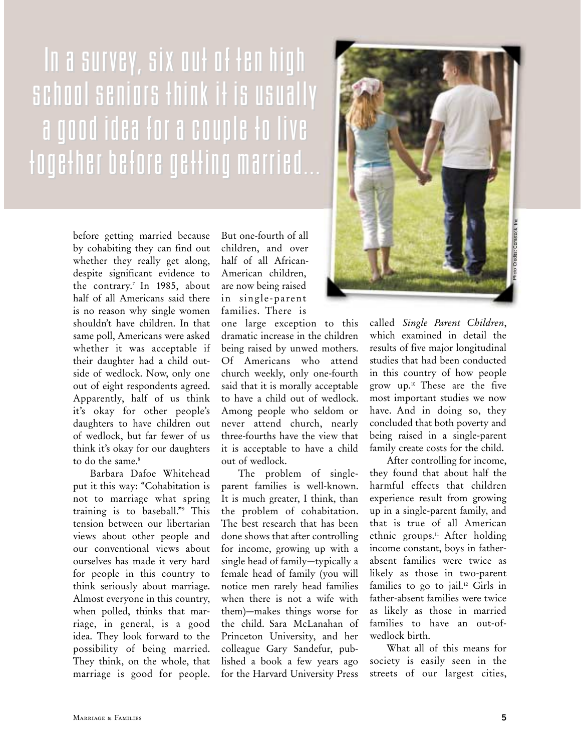In a survey, six out of ten high school seniors think it is usually a good idea for a couple to live together before getting married...

before getting married because by cohabiting they can find out whether they really get along, despite significant evidence to the contrary.[7] In 1985, about half of all Americans said there is no reason why single women shouldn't have children. In that same poll, Americans were asked whether it was acceptable if their daughter had a child outside of wedlock. Now, only one out of eight respondents agreed. Apparently, half of us think it's okay for other people's daughters to have children out of wedlock, but far fewer of us think it's okay for our daughters to do the same.[8]

Barbara Dafoe Whitehead put it this way: "Cohabitation is not to marriage what spring training is to baseball."[9] This tension between our libertarian views about other people and our conventional views about ourselves has made it very hard for people in this country to think seriously about marriage. Almost everyone in this country, when polled, thinks that marriage, in general, is a good idea. They look forward to the possibility of being married. They think, on the whole, that marriage is good for people. But one-fourth of all children, and over half of all African-American children, are now being raised in single-parent families. There is one large exception to this dramatic increase in the children being raised by unwed mothers. Of Americans who attend church weekly, only one-fourth said that it is morally acceptable to have a child out of wedlock. Among people who seldom or never attend church, nearly three-fourths have the view that it is acceptable to have a child out of wedlock.

The problem of single-parent families is well-known. It is much greater, I think, than the problem of cohabitation. The best research that has been done shows that after controlling for income, growing up with a single head of family—typically a female head of family (you will notice men rarely head families when there is not a wife with them)—makes things worse for the child. Sara McLanahan of Princeton University, and her colleague Gary Sandefur, published a book a few years ago for the Harvard University Press called *Single Parent Children*, which examined in detail the results of five major longitudinal studies that had been conducted in this country of how people grow up.[10] These are the five most important studies we now have. And in doing so, they concluded that both poverty and being raised in a single-parent family create costs for the child.

After controlling for income, they found that about half the harmful effects that children experience result from growing up in a single-parent family, and that is true of all American ethnic groups.[11] After holding income constant, boys in father-absent families were twice as likely as those in two-parent families to go to jail.[12] Girls in father-absent families were twice as likely as those in married families to have an out-of-wedlock birth.

What all of this means for society is easily seen in the streets of our largest cities,

Photo Credits: Comstock, Inc.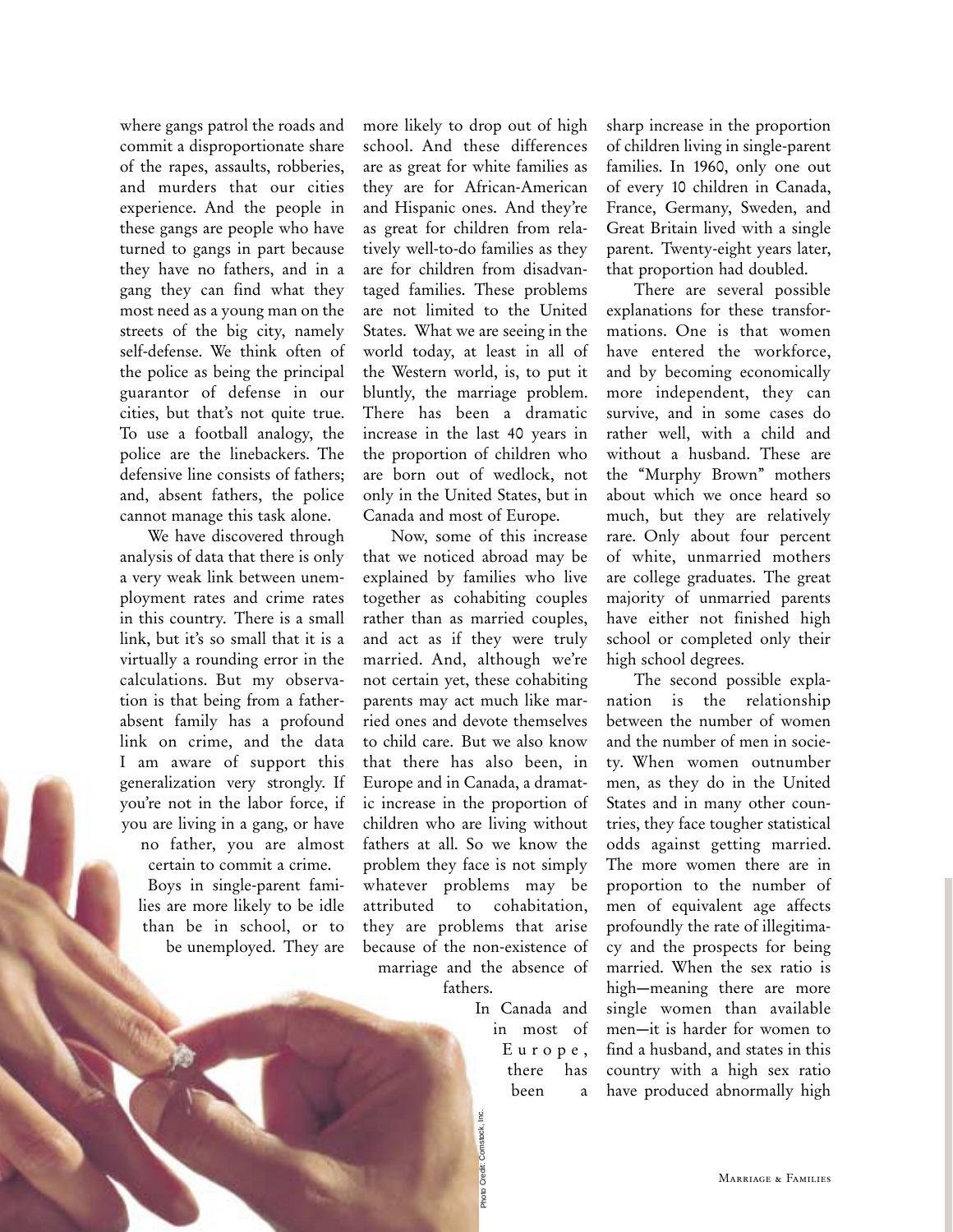where gangs patrol the roads and commit a disproportionate share of the rapes, assaults, robberies, and murders that our cities experience. And the people in these gangs are people who have turned to gangs in part because they have no fathers, and in a gang they can find what they most need as a young man on the streets of the big city, namely self-defense. We think often of the police as being the principal guarantor of defense in our cities, but that's not quite true. To use a football analogy, the police are the linebackers. The defensive line consists of fathers; and, absent fathers, the police cannot manage this task alone.

We have discovered through analysis of data that there is only a very weak link between unemployment rates and crime rates in this country. There is a small link, but it's so small that it is a virtually a rounding error in the calculations. But my observation is that being from a father-absent family has a profound link on crime, and the data I am aware of support this generalization very strongly. If you're not in the labor force, if you are living in a gang, or have no father, you are almost certain to commit a crime.

Boys in single-parent families are more likely to be idle than be in school, or to be unemployed. They are more likely to drop out of high school. And these differences are as great for white families as they are for African-American and Hispanic ones. And they're as great for children from relatively well-to-do families as they are for children from disadvantaged families. These problems are not limited to the United States. What we are seeing in the world today, at least in all of the Western world, is, to put it bluntly, the marriage problem. There has been a dramatic increase in the last 40 years in the proportion of children who are born out of wedlock, not only in the United States, but in Canada and most of Europe.

Now, some of this increase that we noticed abroad may be explained by families who live together as cohabiting couples rather than as married couples, and act as if they were truly married. And, although we're not certain yet, these cohabiting parents may act much like married ones and devote themselves to child care. But we also know that there has also been, in Europe and in Canada, a dramatic increase in the proportion of children who are living without fathers at all. So we know the problem they face is not simply whatever problems may be attributed to cohabitation, they are problems that arise because of the non-existence of marriage and the absence of fathers.

In Canada and in most of Europe, there has been a sharp increase in the proportion of children living in single-parent families. In 1960, only one out of every 10 children in Canada, France, Germany, Sweden, and Great Britain lived with a single parent. Twenty-eight years later, that proportion had doubled.

There are several possible explanations for these transformations. One is that women have entered the workforce, and by becoming economically more independent, they can survive, and in some cases do rather well, with a child and without a husband. These are the "Murphy Brown" mothers about which we once heard so much, but they are relatively rare. Only about four percent of white, unmarried mothers are college graduates. The great majority of unmarried parents have either not finished high school or completed only their high school degrees.

The second possible explanation is the relationship between the number of women and the number of men in society. When women outnumber men, as they do in the United States and in many other countries, they face tougher statistical odds against getting married. The more women there are in proportion to the number of men of equivalent age affects profoundly the rate of illegitimacy and the prospects for being married. When the sex ratio is high—meaning there are more single women than available men—it is harder for women to find a husband, and states in this country with a high sex ratio have produced abnormally high

Photo Credit: Comstock, Inc.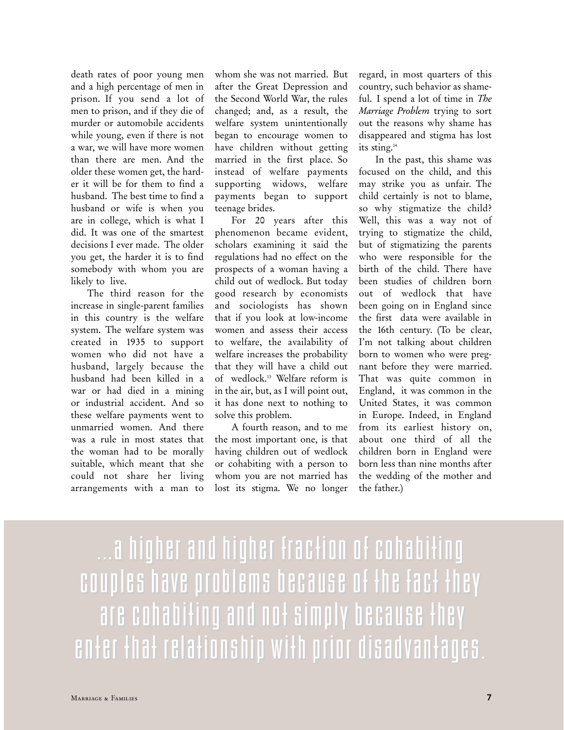death rates of poor young men and a high percentage of men in prison. If you send a lot of men to prison, and if they die of murder or automobile accidents while young, even if there is not a war, we will have more women than there are men. And the older these women get, the harder it will be for them to find a husband. The best time to find a husband or wife is when you are in college, which is what I did. It was one of the smartest decisions I ever made. The older you get, the harder it is to find somebody with whom you are likely to live.

The third reason for the increase in single-parent families in this country is the welfare system. The welfare system was created in 1935 to support women who did not have a husband, largely because the husband had been killed in a war or had died in a mining or industrial accident. And so these welfare payments went to unmarried women. And there was a rule in most states that the woman had to be morally suitable, which meant that she could not share her living arrangements with a man to whom she was not married. But after the Great Depression and the Second World War, the rules changed; and, as a result, the welfare system unintentionally began to encourage women to have children without getting married in the first place. So instead of welfare payments supporting widows, welfare payments began to support teenage brides.

For 20 years after this phenomenon became evident, scholars examining it said the regulations had no effect on the prospects of a woman having a child out of wedlock. But today good research by economists and sociologists has shown that if you look at low-income women and assess their access to welfare, the availability of welfare increases the probability that they will have a child out of wedlock.[13] Welfare reform is in the air, but, as I will point out, it has done next to nothing to solve this problem.

A fourth reason, and to me the most important one, is that having children out of wedlock or cohabiting with a person to whom you are not married has lost its stigma. We no longer regard, in most quarters of this country, such behavior as shameful. I spend a lot of time in *The Marriage Problem* trying to sort out the reasons why shame has disappeared and stigma has lost its sting.[14]

In the past, this shame was focused on the child, and this may strike you as unfair. The child certainly is not to blame, so why stigmatize the child? Well, this was a way not of trying to stigmatize the child, but of stigmatizing the parents who were responsible for the birth of the child. There have been studies of children born out of wedlock that have been going on in England since the first data were available in the 16th century. (To be clear, I'm not talking about children born to women who were pregnant before they were married. That was quite common in England, it was common in the United States, it was common in Europe. Indeed, in England from its earliest history on, about one third of all the children born in England were born less than nine months after the wedding of the mother and the father.)

> ...a higher and higher fraction of cohabiting couples have problems because of the fact they are cohabiting and not simply because they enter that relationship with prior disadvantages.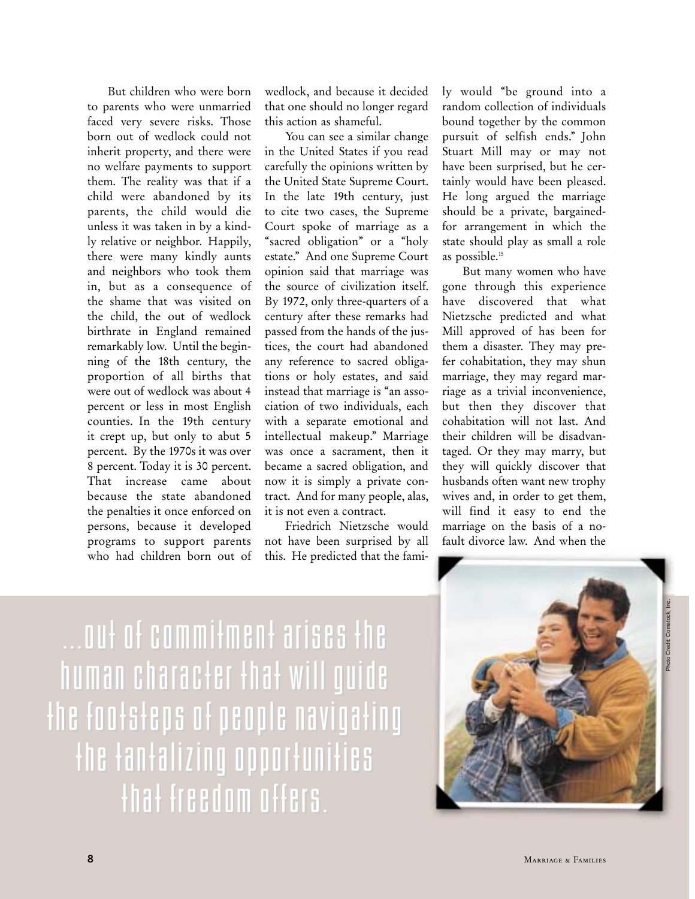But children who were born to parents who were unmarried faced very severe risks. Those born out of wedlock could not inherit property, and there were no welfare payments to support them. The reality was that if a child were abandoned by its parents, the child would die unless it was taken in by a kindly relative or neighbor. Happily, there were many kindly aunts and neighbors who took them in, but as a consequence of the shame that was visited on the child, the out of wedlock birthrate in England remained remarkably low. Until the beginning of the 18th century, the proportion of all births that were out of wedlock was about 4 percent or less in most English counties. In the 19th century it crept up, but only to abut 5 percent. By the 1970s it was over 8 percent. Today it is 30 percent. That increase came about because the state abandoned the penalties it once enforced on persons, because it developed programs to support parents who had children born out of wedlock, and because it decided that one should no longer regard this action as shameful.

You can see a similar change in the United States if you read carefully the opinions written by the United State Supreme Court. In the late 19th century, just to cite two cases, the Supreme Court spoke of marriage as a "sacred obligation" or a "holy estate." And one Supreme Court opinion said that marriage was the source of civilization itself. By 1972, only three-quarters of a century after these remarks had passed from the hands of the justices, the court had abandoned any reference to sacred obligations or holy estates, and said instead that marriage is "an association of two individuals, each with a separate emotional and intellectual makeup." Marriage was once a sacrament, then it became a sacred obligation, and now it is simply a private contract. And for many people, alas, it is not even a contract.

Friedrich Nietzsche would not have been surprised by all this. He predicted that the family would "be ground into a random collection of individuals bound together by the common pursuit of selfish ends." John Stuart Mill may or may not have been surprised, but he certainly would have been pleased. He long argued the marriage should be a private, bargained-for arrangement in which the state should play as small a role as possible.[15]

But many women who have gone through this experience have discovered that what Nietzsche predicted and what Mill approved of has been for them a disaster. They may prefer cohabitation, they may shun marriage, they may regard marriage as a trivial inconvenience, but then they discover that cohabitation will not last. And their children will be disadvantaged. Or they may marry, but they will quickly discover that husbands often want new trophy wives and, in order to get them, will find it easy to end the marriage on the basis of a no-fault divorce law. And when the

...out of commitment arises the human character that will guide the footsteps of people navigating the tantalizing opportunities that freedom offers.

Photo Credit: Comstock, Inc.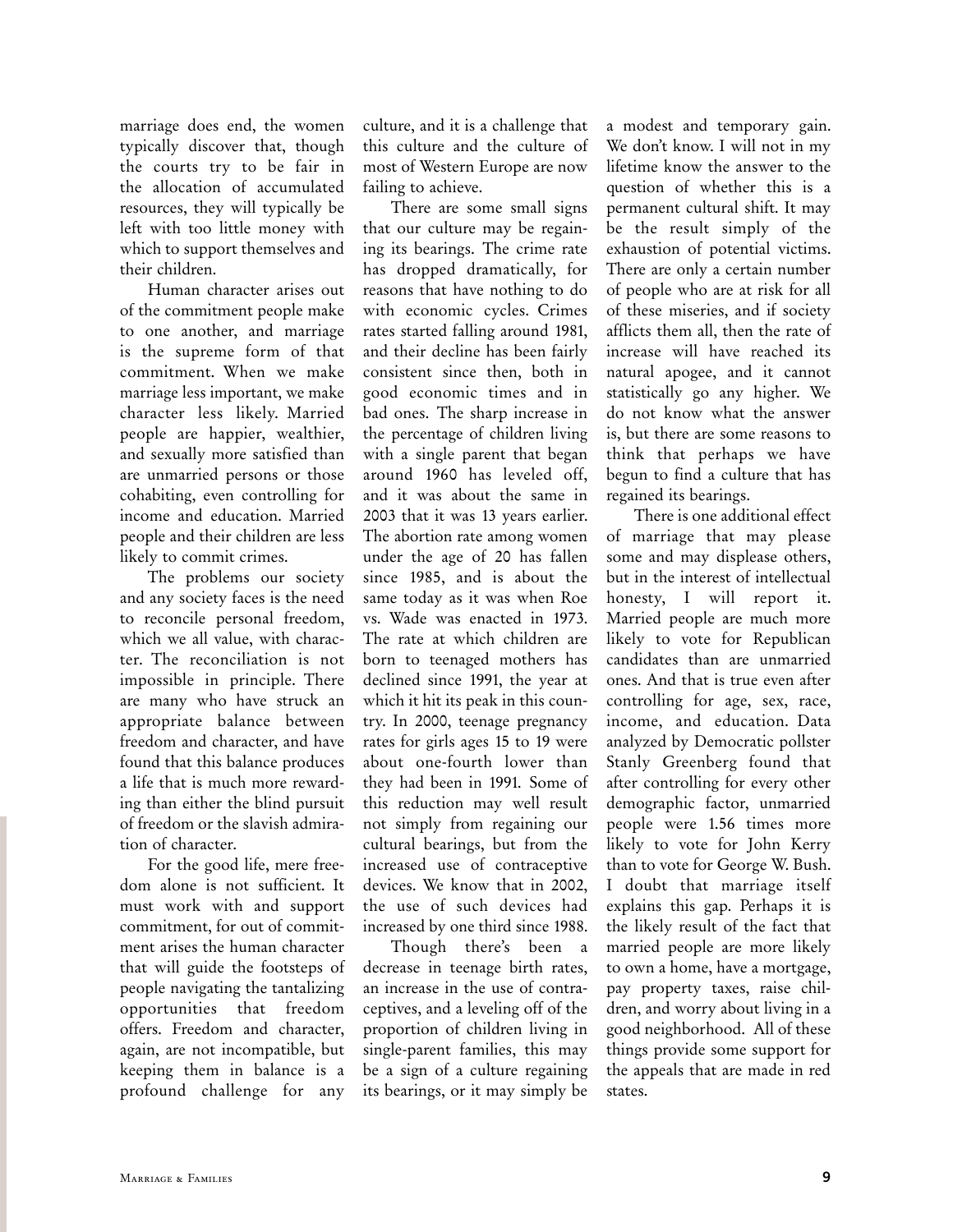marriage does end, the women typically discover that, though the courts try to be fair in the allocation of accumulated resources, they will typically be left with too little money with which to support themselves and their children.

Human character arises out of the commitment people make to one another, and marriage is the supreme form of that commitment. When we make marriage less important, we make character less likely. Married people are happier, wealthier, and sexually more satisfied than are unmarried persons or those cohabiting, even controlling for income and education. Married people and their children are less likely to commit crimes.

The problems our society and any society faces is the need to reconcile personal freedom, which we all value, with character. The reconciliation is not impossible in principle. There are many who have struck an appropriate balance between freedom and character, and have found that this balance produces a life that is much more rewarding than either the blind pursuit of freedom or the slavish admiration of character.

For the good life, mere freedom alone is not sufficient. It must work with and support commitment, for out of commitment arises the human character that will guide the footsteps of people navigating the tantalizing opportunities that freedom offers. Freedom and character, again, are not incompatible, but keeping them in balance is a profound challenge for any culture, and it is a challenge that this culture and the culture of most of Western Europe are now failing to achieve.

There are some small signs that our culture may be regaining its bearings. The crime rate has dropped dramatically, for reasons that have nothing to do with economic cycles. Crimes rates started falling around 1981, and their decline has been fairly consistent since then, both in good economic times and in bad ones. The sharp increase in the percentage of children living with a single parent that began around 1960 has leveled off, and it was about the same in 2003 that it was 13 years earlier. The abortion rate among women under the age of 20 has fallen since 1985, and is about the same today as it was when Roe vs. Wade was enacted in 1973. The rate at which children are born to teenaged mothers has declined since 1991, the year at which it hit its peak in this country. In 2000, teenage pregnancy rates for girls ages 15 to 19 were about one-fourth lower than they had been in 1991. Some of this reduction may well result not simply from regaining our cultural bearings, but from the increased use of contraceptive devices. We know that in 2002, the use of such devices had increased by one third since 1988.

Though there's been a decrease in teenage birth rates, an increase in the use of contraceptives, and a leveling off of the proportion of children living in single-parent families, this may be a sign of a culture regaining its bearings, or it may simply be a modest and temporary gain. We don't know. I will not in my lifetime know the answer to the question of whether this is a permanent cultural shift. It may be the result simply of the exhaustion of potential victims. There are only a certain number of people who are at risk for all of these miseries, and if society afflicts them all, then the rate of increase will have reached its natural apogee, and it cannot statistically go any higher. We do not know what the answer is, but there are some reasons to think that perhaps we have begun to find a culture that has regained its bearings.

There is one additional effect of marriage that may please some and may displease others, but in the interest of intellectual honesty, I will report it. Married people are much more likely to vote for Republican candidates than are unmarried ones. And that is true even after controlling for age, sex, race, income, and education. Data analyzed by Democratic pollster Stanly Greenberg found that after controlling for every other demographic factor, unmarried people were 1.56 times more likely to vote for John Kerry than to vote for George W. Bush. I doubt that marriage itself explains this gap. Perhaps it is the likely result of the fact that married people are more likely to own a home, have a mortgage, pay property taxes, raise children, and worry about living in a good neighborhood. All of these things provide some support for the appeals that are made in red states.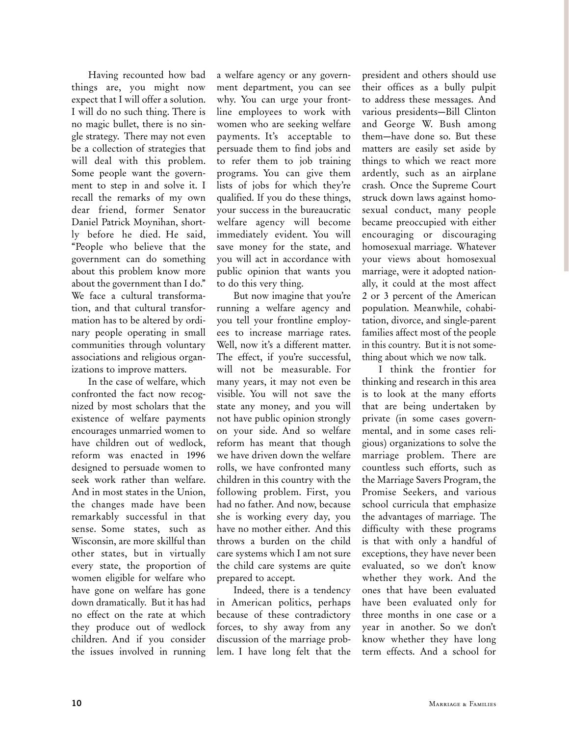Having recounted how bad things are, you might now expect that I will offer a solution. I will do no such thing. There is no magic bullet, there is no single strategy. There may not even be a collection of strategies that will deal with this problem. Some people want the government to step in and solve it. I recall the remarks of my own dear friend, former Senator Daniel Patrick Moynihan, shortly before he died. He said, "People who believe that the government can do something about this problem know more about the government than I do." We face a cultural transformation, and that cultural transformation has to be altered by ordinary people operating in small communities through voluntary associations and religious organizations to improve matters.

In the case of welfare, which confronted the fact now recognized by most scholars that the existence of welfare payments encourages unmarried women to have children out of wedlock, reform was enacted in 1996 designed to persuade women to seek work rather than welfare. And in most states in the Union, the changes made have been remarkably successful in that sense. Some states, such as Wisconsin, are more skillful than other states, but in virtually every state, the proportion of women eligible for welfare who have gone on welfare has gone down dramatically. But it has had no effect on the rate at which they produce out of wedlock children. And if you consider the issues involved in running a welfare agency or any government department, you can see why. You can urge your frontline employees to work with women who are seeking welfare payments. It's acceptable to persuade them to find jobs and to refer them to job training programs. You can give them lists of jobs for which they're qualified. If you do these things, your success in the bureaucratic welfare agency will become immediately evident. You will save money for the state, and you will act in accordance with public opinion that wants you to do this very thing.

But now imagine that you're running a welfare agency and you tell your frontline employees to increase marriage rates. Well, now it's a different matter. The effect, if you're successful, will not be measurable. For many years, it may not even be visible. You will not save the state any money, and you will not have public opinion strongly on your side. And so welfare reform has meant that though we have driven down the welfare rolls, we have confronted many children in this country with the following problem. First, you had no father. And now, because she is working every day, you have no mother either. And this throws a burden on the child care systems which I am not sure the child care systems are quite prepared to accept.

Indeed, there is a tendency in American politics, perhaps because of these contradictory forces, to shy away from any discussion of the marriage problem. I have long felt that the president and others should use their offices as a bully pulpit to address these messages. And various presidents—Bill Clinton and George W. Bush among them—have done so. But these matters are easily set aside by things to which we react more ardently, such as an airplane crash. Once the Supreme Court struck down laws against homosexual conduct, many people became preoccupied with either encouraging or discouraging homosexual marriage. Whatever your views about homosexual marriage, were it adopted nationally, it could at the most affect 2 or 3 percent of the American population. Meanwhile, cohabitation, divorce, and single-parent families affect most of the people in this country. But it is not something about which we now talk.

I think the frontier for thinking and research in this area is to look at the many efforts that are being undertaken by private (in some cases governmental, and in some cases religious) organizations to solve the marriage problem. There are countless such efforts, such as the Marriage Savers Program, the Promise Seekers, and various school curricula that emphasize the advantages of marriage. The difficulty with these programs is that with only a handful of exceptions, they have never been evaluated, so we don't know whether they work. And the ones that have been evaluated have been evaluated only for three months in one case or a year in another. So we don't know whether they have long term effects. And a school for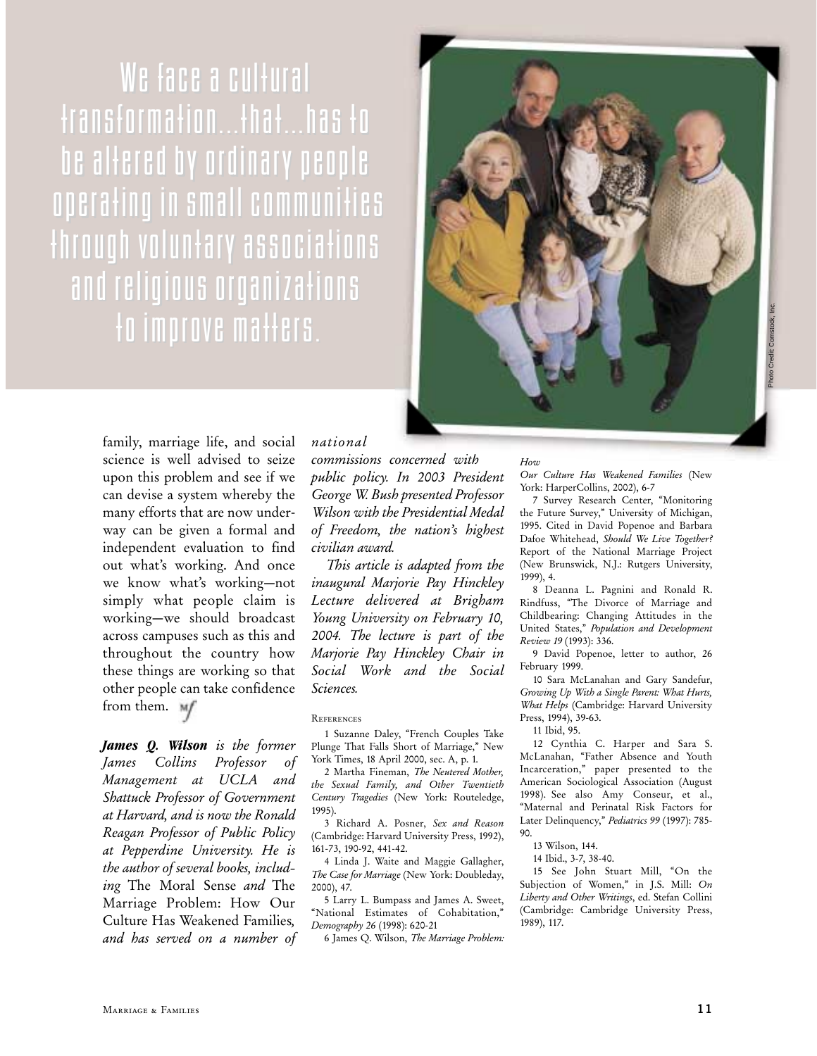We face a cultural transformation…that…has to be altered by ordinary people operating in small communities through voluntary associations and religious organizations to improve matters.

Photo Credit: Comstock, Inc.

family, marriage life, and social science is well advised to seize upon this problem and see if we can devise a system whereby the many efforts that are now underway can be given a formal and independent evaluation to find out what's working. And once we know what's working—not simply what people claim is working—we should broadcast across campuses such as this and throughout the country how these things are working so that other people can take confidence from them.

***James Q. Wilson** is the former James Collins Professor of Management at UCLA and Shattuck Professor of Government at Harvard, and is now the Ronald Reagan Professor of Public Policy at Pepperdine University. He is the author of several books, including* The Moral Sense *and* The Marriage Problem: How Our Culture Has Weakened Families, *and has served on a number of national commissions concerned with public policy. In 2003 President George W. Bush presented Professor Wilson with the Presidential Medal of Freedom, the nation's highest civilian award.*

*This article is adapted from the inaugural Marjorie Pay Hinckley Lecture delivered at Brigham Young University on February 10, 2004. The lecture is part of the Marjorie Pay Hinckley Chair in Social Work and the Social Sciences.*

## References

1 Suzanne Daley, "French Couples Take Plunge That Falls Short of Marriage," New York Times, 18 April 2000, sec. A, p. 1.

2 Martha Fineman, *The Neutered Mother, the Sexual Family, and Other Twentieth Century Tragedies* (New York: Routeledge, 1995).

3 Richard A. Posner, *Sex and Reason* (Cambridge: Harvard University Press, 1992), 161-73, 190-92, 441-42.

4 Linda J. Waite and Maggie Gallagher, *The Case for Marriage* (New York: Doubleday, 2000), 47.

5 Larry L. Bumpass and James A. Sweet, "National Estimates of Cohabitation," *Demography 26* (1998): 620-21

6 James Q. Wilson, *The Marriage Problem: How Our Culture Has Weakened Families* (New York: HarperCollins, 2002), 6-7

7 Survey Research Center, "Monitoring the Future Survey," University of Michigan, 1995. Cited in David Popenoe and Barbara Dafoe Whitehead, *Should We Live Together?* Report of the National Marriage Project (New Brunswick, N.J.: Rutgers University, 1999), 4.

8 Deanna L. Pagnini and Ronald R. Rindfuss, "The Divorce of Marriage and Childbearing: Changing Attitudes in the United States," *Population and Development Review 19* (1993): 336.

9 David Popenoe, letter to author, 26 February 1999.

10 Sara McLanahan and Gary Sandefur, *Growing Up With a Single Parent: What Hurts, What Helps* (Cambridge: Harvard University Press, 1994), 39-63.

11 Ibid, 95.

12 Cynthia C. Harper and Sara S. McLanahan, "Father Absence and Youth Incarceration," paper presented to the American Sociological Association (August 1998). See also Amy Conseur, et al., "Maternal and Perinatal Risk Factors for Later Delinquency," *Pediatrics 99* (1997): 785-90.

13 Wilson, 144.

14 Ibid., 3-7, 38-40.

15 See John Stuart Mill, "On the Subjection of Women," in J.S. Mill: *On Liberty and Other Writings*, ed. Stefan Collini (Cambridge: Cambridge University Press, 1989), 117.